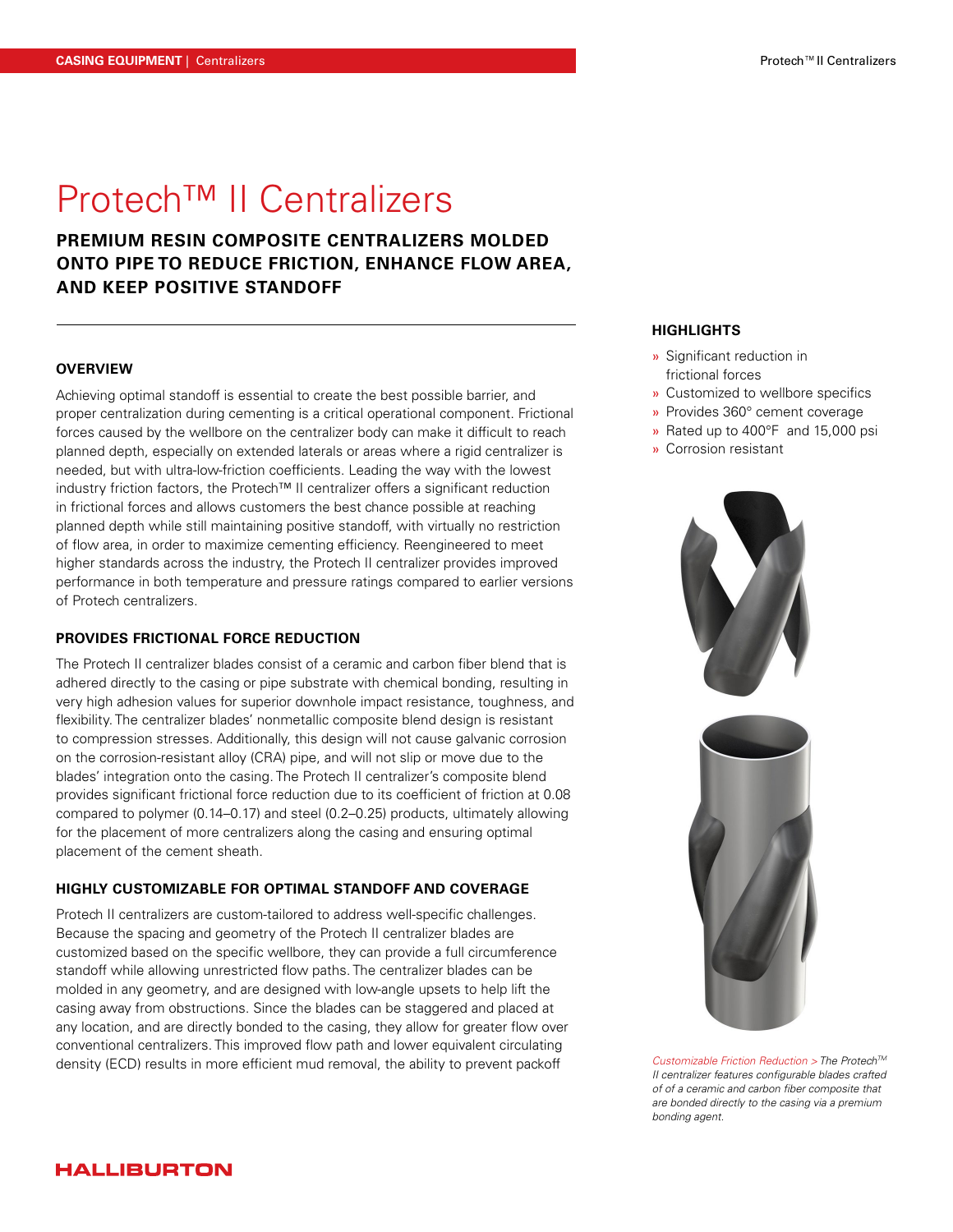# Protech™ II Centralizers

## PREMIUM RESIN COMPOSITE CENTRALIZERS MOLDED ONTO PIPE TO REDUCE FRICTION, ENHANCE FLOW AREA, AND KEEP POSITIVE STANDOFF

### OVERVIEW

Achieving optimal standoff is essential to create the best possible barrier, and proper centralization during cementing is a critical operational component. Frictional forces caused by the wellbore on the centralizer body can make it difficult to reach planned depth, especially on extended laterals or areas where a rigid centralizer is needed, but with ultra-low-friction coefficients. Leading the way with the lowest industry friction factors, the Protech™ II centralizer offers a significant reduction in frictional forces and allows customers the best chance possible at reaching planned depth while still maintaining positive standoff, with virtually no restriction of flow area, in order to maximize cementing efficiency. Reengineered to meet higher standards across the industry, the Protech II centralizer provides improved performance in both temperature and pressure ratings compared to earlier versions of Protech centralizers.

### PROVIDES FRICTIONAL FORCE REDUCTION

The Protech II centralizer blades consist of a ceramic and carbon fiber blend that is adhered directly to the casing or pipe substrate with chemical bonding, resulting in very high adhesion values for superior downhole impact resistance, toughness, and flexibility. The centralizer blades' nonmetallic composite blend design is resistant to compression stresses. Additionally, this design will not cause galvanic corrosion on the corrosion-resistant alloy (CRA) pipe, and will not slip or move due to the blades' integration onto the casing. The Protech II centralizer's composite blend provides significant frictional force reduction due to its coefficient of friction at 0.08 compared to polymer (0.14–0.17) and steel (0.2–0.25) products, ultimately allowing for the placement of more centralizers along the casing and ensuring optimal placement of the cement sheath.

### HIGHLY CUSTOMIZABLE FOR OPTIMAL STANDOFF AND COVERAGE

Protech II centralizers are custom-tailored to address well-specific challenges. Because the spacing and geometry of the Protech II centralizer blades are customized based on the specific wellbore, they can provide a full circumference standoff while allowing unrestricted flow paths. The centralizer blades can be molded in any geometry, and are designed with low-angle upsets to help lift the casing away from obstructions. Since the blades can be staggered and placed at any location, and are directly bonded to the casing, they allow for greater flow over conventional centralizers. This improved flow path and lower equivalent circulating density (ECD) results in more efficient mud removal, the ability to prevent packoff

### HIGHLIGHTS

- Significant reduction in frictional forces
- Customized to wellbore specifics
- Provides 360° cement coverage
- Rated up to 400°F and 15,000 psi
- Corrosion resistant

*Customizable Friction Reduction > The Protech™ II centralizer features configurable blades crafted of of a ceramic and carbon fiber composite that are bonded directly to the casing via a premium bonding agent.*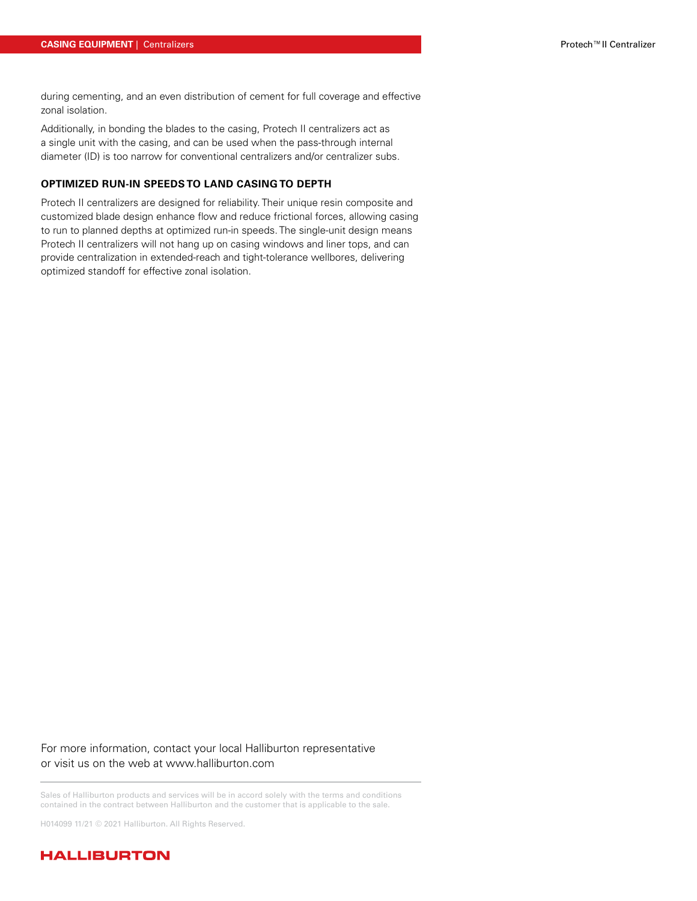during cementing, and an even distribution of cement for full coverage and effective zonal isolation.

Additionally, in bonding the blades to the casing, Protech II centralizers act as a single unit with the casing, and can be used when the pass-through internal diameter (ID) is too narrow for conventional centralizers and/or centralizer subs.

### OPTIMIZED RUN-IN SPEEDS TO LAND CASING TO DEPTH

Protech II centralizers are designed for reliability. Their unique resin composite and customized blade design enhance flow and reduce frictional forces, allowing casing to run to planned depths at optimized run-in speeds. The single-unit design means Protech II centralizers will not hang up on casing windows and liner tops, and can provide centralization in extended-reach and tight-tolerance wellbores, delivering optimized standoff for effective zonal isolation.

For more information, contact your local Halliburton representative or visit us on the web at www.halliburton.com

Sales of Halliburton products and services will be in accord solely with the terms and conditions contained in the contract between Halliburton and the customer that is applicable to the sale.

H014099 11/21 © 2021 Halliburton. All Rights Reserved.

HALLIBURTON